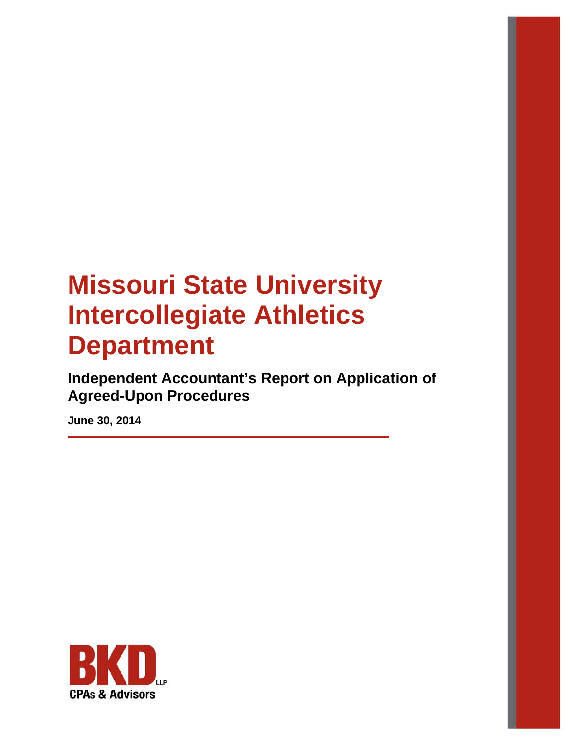# Missouri State University Intercollegiate Athletics Department

## Independent Accountant's Report on Application of Agreed-Upon Procedures

**June 30, 2014**

BKD LLP
CPAs & Advisors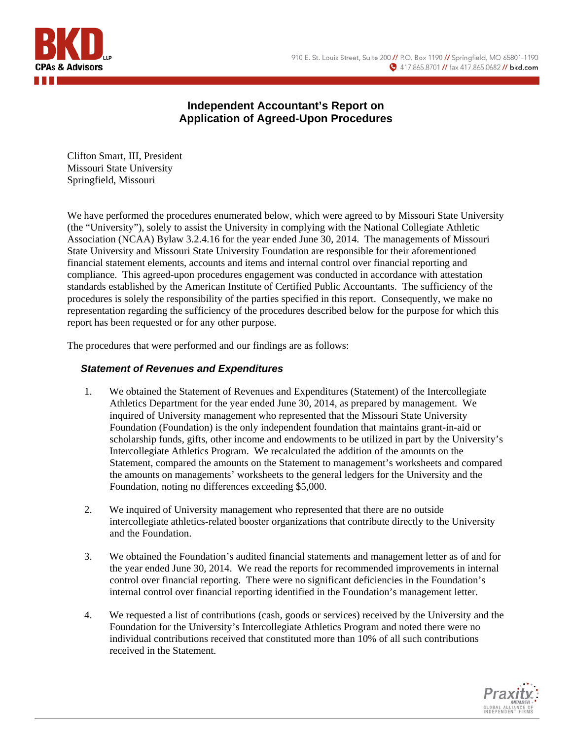# Independent Accountant's Report on Application of Agreed-Upon Procedures

Clifton Smart, III, President
Missouri State University
Springfield, Missouri

We have performed the procedures enumerated below, which were agreed to by Missouri State University (the "University"), solely to assist the University in complying with the National Collegiate Athletic Association (NCAA) Bylaw 3.2.4.16 for the year ended June 30, 2014. The managements of Missouri State University and Missouri State University Foundation are responsible for their aforementioned financial statement elements, accounts and items and internal control over financial reporting and compliance. This agreed-upon procedures engagement was conducted in accordance with attestation standards established by the American Institute of Certified Public Accountants. The sufficiency of the procedures is solely the responsibility of the parties specified in this report. Consequently, we make no representation regarding the sufficiency of the procedures described below for the purpose for which this report has been requested or for any other purpose.

The procedures that were performed and our findings are as follows:

### *Statement of Revenues and Expenditures*

1. We obtained the Statement of Revenues and Expenditures (Statement) of the Intercollegiate Athletics Department for the year ended June 30, 2014, as prepared by management. We inquired of University management who represented that the Missouri State University Foundation (Foundation) is the only independent foundation that maintains grant-in-aid or scholarship funds, gifts, other income and endowments to be utilized in part by the University's Intercollegiate Athletics Program. We recalculated the addition of the amounts on the Statement, compared the amounts on the Statement to management's worksheets and compared the amounts on managements' worksheets to the general ledgers for the University and the Foundation, noting no differences exceeding $5,000.

2. We inquired of University management who represented that there are no outside intercollegiate athletics-related booster organizations that contribute directly to the University and the Foundation.

3. We obtained the Foundation's audited financial statements and management letter as of and for the year ended June 30, 2014. We read the reports for recommended improvements in internal control over financial reporting. There were no significant deficiencies in the Foundation's internal control over financial reporting identified in the Foundation's management letter.

4. We requested a list of contributions (cash, goods or services) received by the University and the Foundation for the University's Intercollegiate Athletics Program and noted there were no individual contributions received that constituted more than 10% of all such contributions received in the Statement.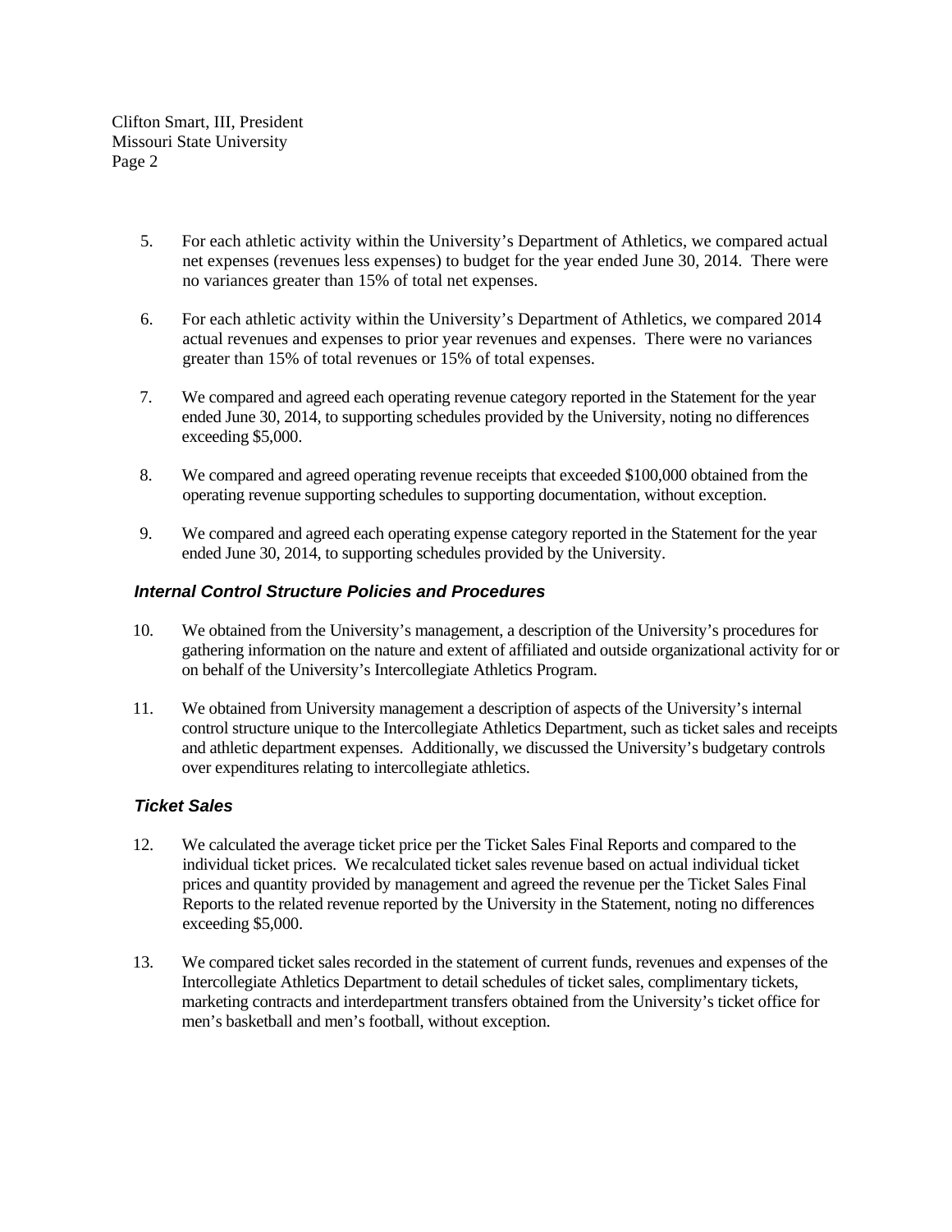5. For each athletic activity within the University's Department of Athletics, we compared actual net expenses (revenues less expenses) to budget for the year ended June 30, 2014. There were no variances greater than 15% of total net expenses.

6. For each athletic activity within the University's Department of Athletics, we compared 2014 actual revenues and expenses to prior year revenues and expenses. There were no variances greater than 15% of total revenues or 15% of total expenses.

7. We compared and agreed each operating revenue category reported in the Statement for the year ended June 30, 2014, to supporting schedules provided by the University, noting no differences exceeding $5,000.

8. We compared and agreed operating revenue receipts that exceeded $100,000 obtained from the operating revenue supporting schedules to supporting documentation, without exception.

9. We compared and agreed each operating expense category reported in the Statement for the year ended June 30, 2014, to supporting schedules provided by the University.

### *Internal Control Structure Policies and Procedures*

10. We obtained from the University's management, a description of the University's procedures for gathering information on the nature and extent of affiliated and outside organizational activity for or on behalf of the University's Intercollegiate Athletics Program.

11. We obtained from University management a description of aspects of the University's internal control structure unique to the Intercollegiate Athletics Department, such as ticket sales and receipts and athletic department expenses. Additionally, we discussed the University's budgetary controls over expenditures relating to intercollegiate athletics.

### *Ticket Sales*

12. We calculated the average ticket price per the Ticket Sales Final Reports and compared to the individual ticket prices. We recalculated ticket sales revenue based on actual individual ticket prices and quantity provided by management and agreed the revenue per the Ticket Sales Final Reports to the related revenue reported by the University in the Statement, noting no differences exceeding $5,000.

13. We compared ticket sales recorded in the statement of current funds, revenues and expenses of the Intercollegiate Athletics Department to detail schedules of ticket sales, complimentary tickets, marketing contracts and interdepartment transfers obtained from the University's ticket office for men's basketball and men's football, without exception.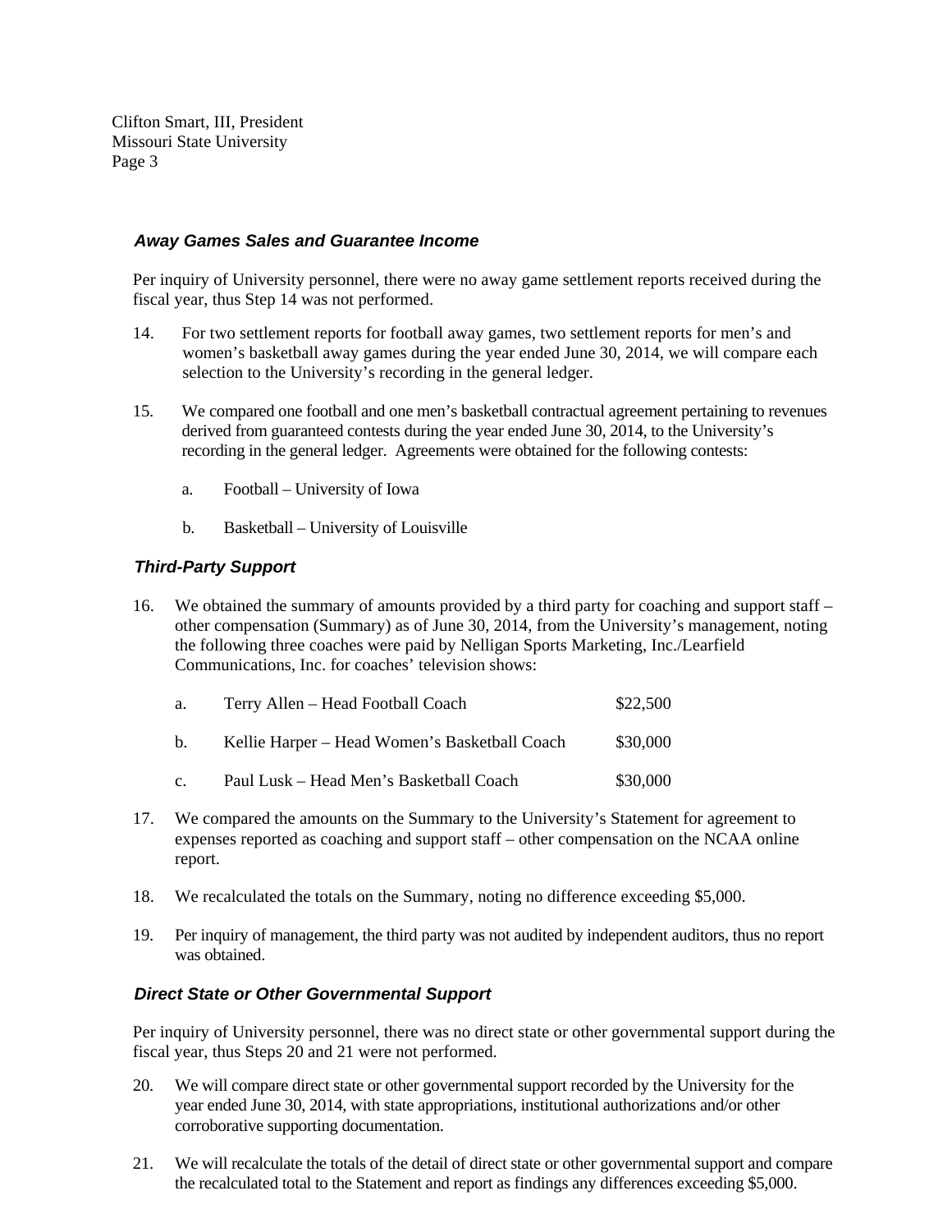### *Away Games Sales and Guarantee Income*

Per inquiry of University personnel, there were no away game settlement reports received during the fiscal year, thus Step 14 was not performed.

14. For two settlement reports for football away games, two settlement reports for men's and women's basketball away games during the year ended June 30, 2014, we will compare each selection to the University's recording in the general ledger.

15. We compared one football and one men's basketball contractual agreement pertaining to revenues derived from guaranteed contests during the year ended June 30, 2014, to the University's recording in the general ledger. Agreements were obtained for the following contests:

    a. Football – University of Iowa

    b. Basketball – University of Louisville

### *Third-Party Support*

16. We obtained the summary of amounts provided by a third party for coaching and support staff – other compensation (Summary) as of June 30, 2014, from the University's management, noting the following three coaches were paid by Nelligan Sports Marketing, Inc./Learfield Communications, Inc. for coaches' television shows:

| | | |
|---|---|---|
| a. | Terry Allen – Head Football Coach | \$22,500 |
| b. | Kellie Harper – Head Women's Basketball Coach | \$30,000 |
| c. | Paul Lusk – Head Men's Basketball Coach | \$30,000 |

17. We compared the amounts on the Summary to the University's Statement for agreement to expenses reported as coaching and support staff – other compensation on the NCAA online report.

18. We recalculated the totals on the Summary, noting no difference exceeding \$5,000.

19. Per inquiry of management, the third party was not audited by independent auditors, thus no report was obtained.

### *Direct State or Other Governmental Support*

Per inquiry of University personnel, there was no direct state or other governmental support during the fiscal year, thus Steps 20 and 21 were not performed.

20. We will compare direct state or other governmental support recorded by the University for the year ended June 30, 2014, with state appropriations, institutional authorizations and/or other corroborative supporting documentation.

21. We will recalculate the totals of the detail of direct state or other governmental support and compare the recalculated total to the Statement and report as findings any differences exceeding \$5,000.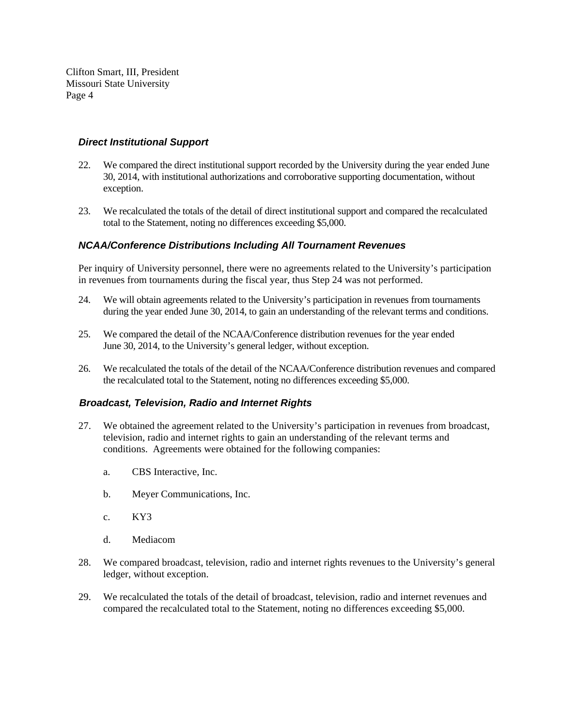Clifton Smart, III, President
Missouri State University

### *Direct Institutional Support*

22. We compared the direct institutional support recorded by the University during the year ended June 30, 2014, with institutional authorizations and corroborative supporting documentation, without exception.

23. We recalculated the totals of the detail of direct institutional support and compared the recalculated total to the Statement, noting no differences exceeding $5,000.

### *NCAA/Conference Distributions Including All Tournament Revenues*

Per inquiry of University personnel, there were no agreements related to the University's participation in revenues from tournaments during the fiscal year, thus Step 24 was not performed.

24. We will obtain agreements related to the University's participation in revenues from tournaments during the year ended June 30, 2014, to gain an understanding of the relevant terms and conditions.

25. We compared the detail of the NCAA/Conference distribution revenues for the year ended June 30, 2014, to the University's general ledger, without exception.

26. We recalculated the totals of the detail of the NCAA/Conference distribution revenues and compared the recalculated total to the Statement, noting no differences exceeding $5,000.

### *Broadcast, Television, Radio and Internet Rights*

27. We obtained the agreement related to the University's participation in revenues from broadcast, television, radio and internet rights to gain an understanding of the relevant terms and conditions. Agreements were obtained for the following companies:

    a. CBS Interactive, Inc.

    b. Meyer Communications, Inc.

    c. KY3

    d. Mediacom

28. We compared broadcast, television, radio and internet rights revenues to the University's general ledger, without exception.

29. We recalculated the totals of the detail of broadcast, television, radio and internet revenues and compared the recalculated total to the Statement, noting no differences exceeding $5,000.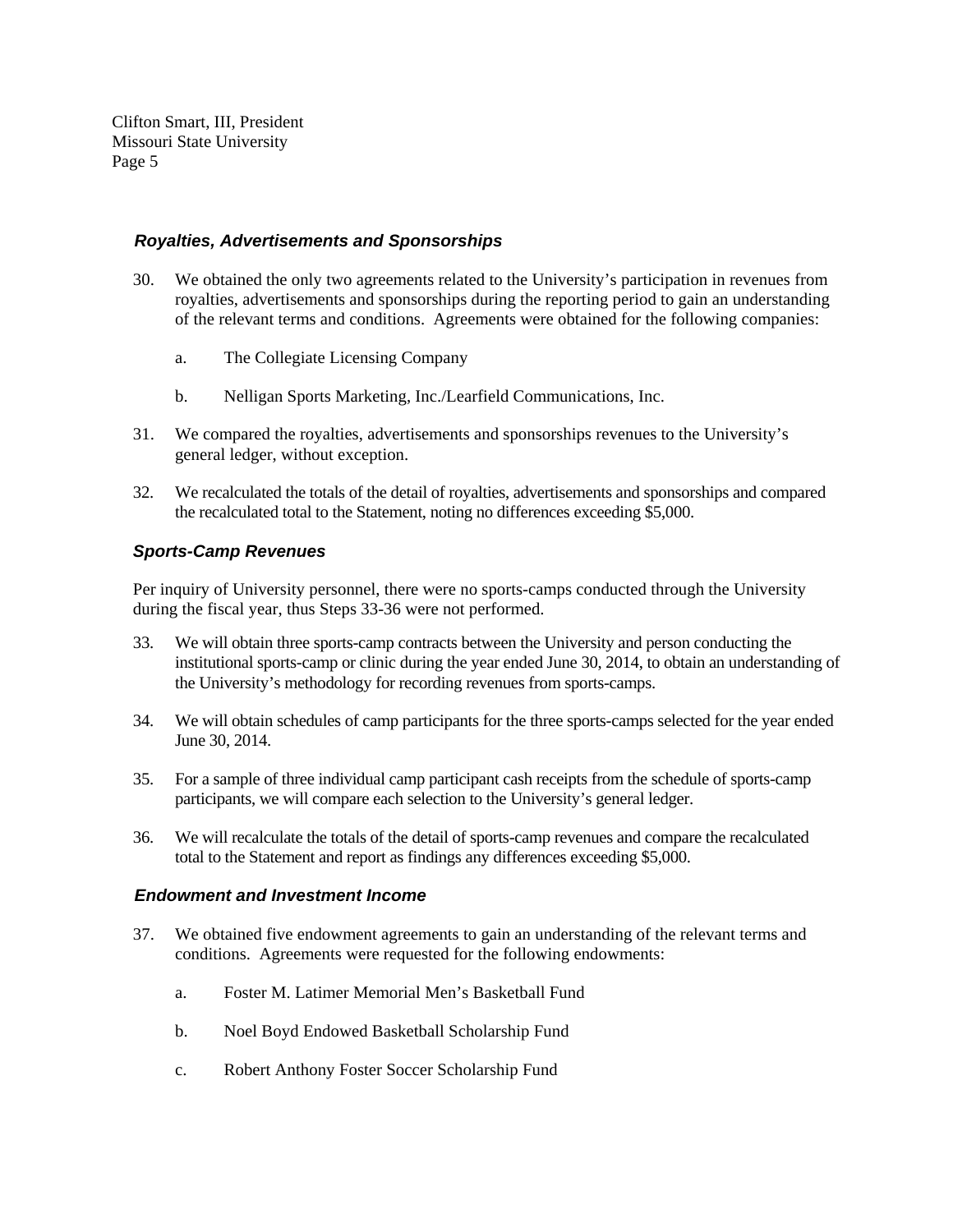### *Royalties, Advertisements and Sponsorships*

30. We obtained the only two agreements related to the University's participation in revenues from royalties, advertisements and sponsorships during the reporting period to gain an understanding of the relevant terms and conditions. Agreements were obtained for the following companies:

    a. The Collegiate Licensing Company

    b. Nelligan Sports Marketing, Inc./Learfield Communications, Inc.

31. We compared the royalties, advertisements and sponsorships revenues to the University's general ledger, without exception.

32. We recalculated the totals of the detail of royalties, advertisements and sponsorships and compared the recalculated total to the Statement, noting no differences exceeding $5,000.

### *Sports-Camp Revenues*

Per inquiry of University personnel, there were no sports-camps conducted through the University during the fiscal year, thus Steps 33-36 were not performed.

33. We will obtain three sports-camp contracts between the University and person conducting the institutional sports-camp or clinic during the year ended June 30, 2014, to obtain an understanding of the University's methodology for recording revenues from sports-camps.

34. We will obtain schedules of camp participants for the three sports-camps selected for the year ended June 30, 2014.

35. For a sample of three individual camp participant cash receipts from the schedule of sports-camp participants, we will compare each selection to the University's general ledger.

36. We will recalculate the totals of the detail of sports-camp revenues and compare the recalculated total to the Statement and report as findings any differences exceeding $5,000.

### *Endowment and Investment Income*

37. We obtained five endowment agreements to gain an understanding of the relevant terms and conditions. Agreements were requested for the following endowments:

    a. Foster M. Latimer Memorial Men's Basketball Fund

    b. Noel Boyd Endowed Basketball Scholarship Fund

    c. Robert Anthony Foster Soccer Scholarship Fund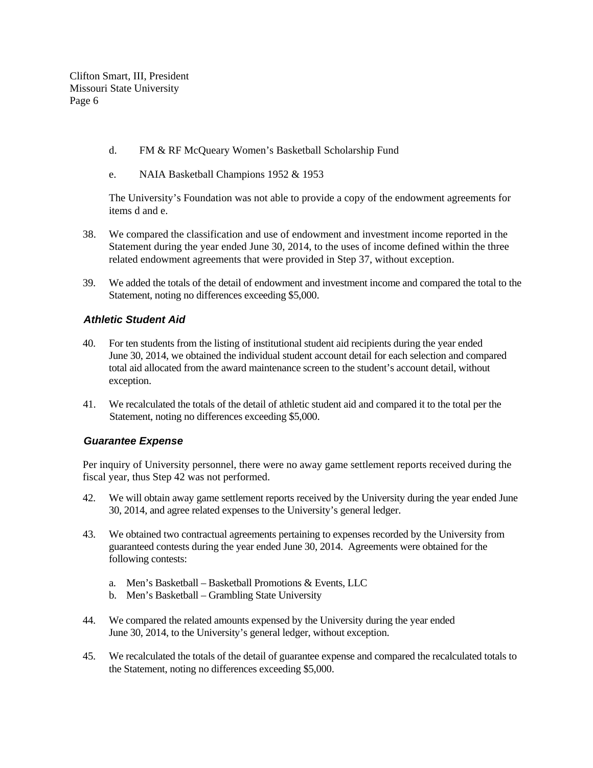d. FM & RF McQueary Women's Basketball Scholarship Fund

e. NAIA Basketball Champions 1952 & 1953

The University's Foundation was not able to provide a copy of the endowment agreements for items d and e.

38. We compared the classification and use of endowment and investment income reported in the Statement during the year ended June 30, 2014, to the uses of income defined within the three related endowment agreements that were provided in Step 37, without exception.

39. We added the totals of the detail of endowment and investment income and compared the total to the Statement, noting no differences exceeding $5,000.

### *Athletic Student Aid*

40. For ten students from the listing of institutional student aid recipients during the year ended June 30, 2014, we obtained the individual student account detail for each selection and compared total aid allocated from the award maintenance screen to the student's account detail, without exception.

41. We recalculated the totals of the detail of athletic student aid and compared it to the total per the Statement, noting no differences exceeding $5,000.

### *Guarantee Expense*

Per inquiry of University personnel, there were no away game settlement reports received during the fiscal year, thus Step 42 was not performed.

42. We will obtain away game settlement reports received by the University during the year ended June 30, 2014, and agree related expenses to the University's general ledger.

43. We obtained two contractual agreements pertaining to expenses recorded by the University from guaranteed contests during the year ended June 30, 2014. Agreements were obtained for the following contests:

    a. Men's Basketball – Basketball Promotions & Events, LLC
    b. Men's Basketball – Grambling State University

44. We compared the related amounts expensed by the University during the year ended June 30, 2014, to the University's general ledger, without exception.

45. We recalculated the totals of the detail of guarantee expense and compared the recalculated totals to the Statement, noting no differences exceeding $5,000.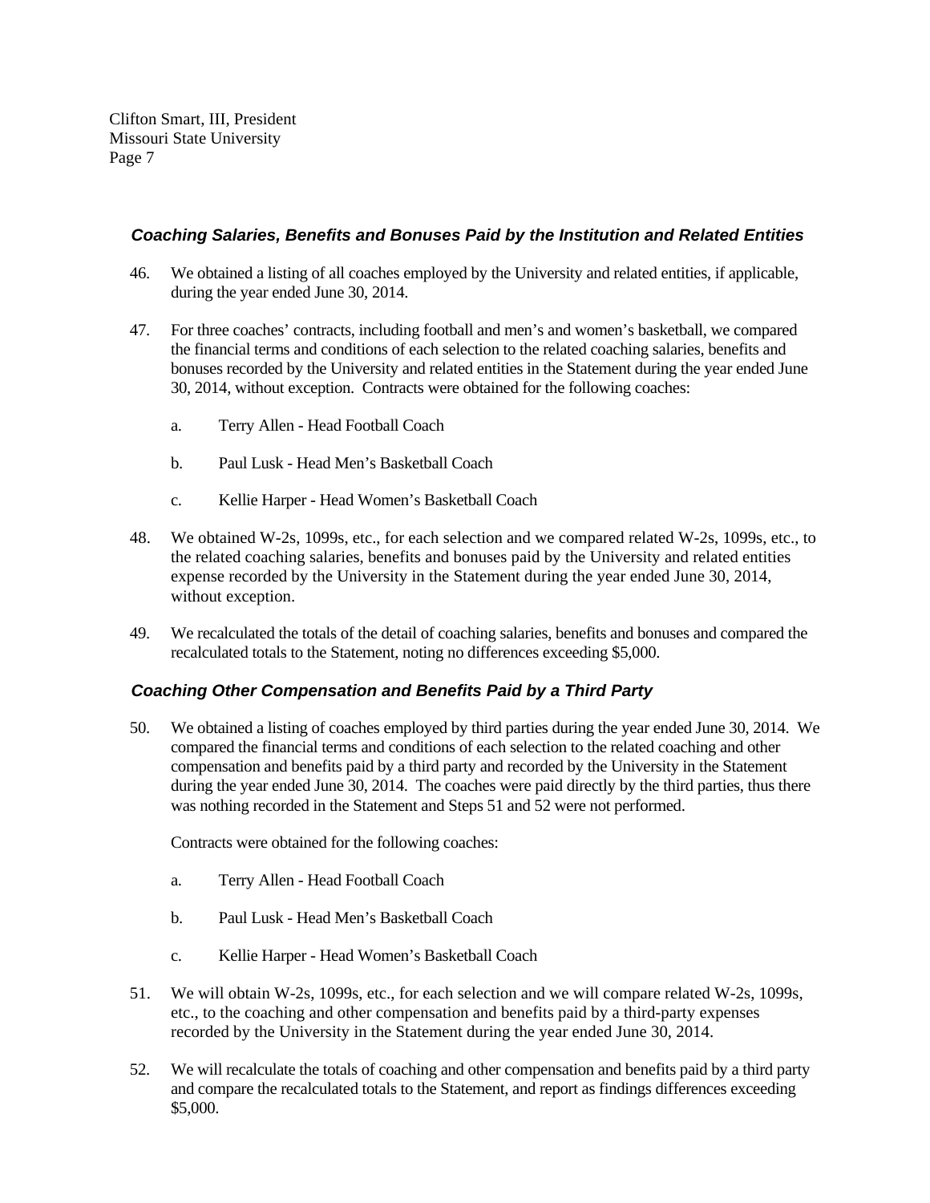Clifton Smart, III, President
Missouri State University

### *Coaching Salaries, Benefits and Bonuses Paid by the Institution and Related Entities*

46. We obtained a listing of all coaches employed by the University and related entities, if applicable, during the year ended June 30, 2014.

47. For three coaches' contracts, including football and men's and women's basketball, we compared the financial terms and conditions of each selection to the related coaching salaries, benefits and bonuses recorded by the University and related entities in the Statement during the year ended June 30, 2014, without exception. Contracts were obtained for the following coaches:

    a. Terry Allen - Head Football Coach

    b. Paul Lusk - Head Men's Basketball Coach

    c. Kellie Harper - Head Women's Basketball Coach

48. We obtained W-2s, 1099s, etc., for each selection and we compared related W-2s, 1099s, etc., to the related coaching salaries, benefits and bonuses paid by the University and related entities expense recorded by the University in the Statement during the year ended June 30, 2014, without exception.

49. We recalculated the totals of the detail of coaching salaries, benefits and bonuses and compared the recalculated totals to the Statement, noting no differences exceeding $5,000.

### *Coaching Other Compensation and Benefits Paid by a Third Party*

50. We obtained a listing of coaches employed by third parties during the year ended June 30, 2014. We compared the financial terms and conditions of each selection to the related coaching and other compensation and benefits paid by a third party and recorded by the University in the Statement during the year ended June 30, 2014. The coaches were paid directly by the third parties, thus there was nothing recorded in the Statement and Steps 51 and 52 were not performed.

    Contracts were obtained for the following coaches:

    a. Terry Allen - Head Football Coach

    b. Paul Lusk - Head Men's Basketball Coach

    c. Kellie Harper - Head Women's Basketball Coach

51. We will obtain W-2s, 1099s, etc., for each selection and we will compare related W-2s, 1099s, etc., to the coaching and other compensation and benefits paid by a third-party expenses recorded by the University in the Statement during the year ended June 30, 2014.

52. We will recalculate the totals of coaching and other compensation and benefits paid by a third party and compare the recalculated totals to the Statement, and report as findings differences exceeding $5,000.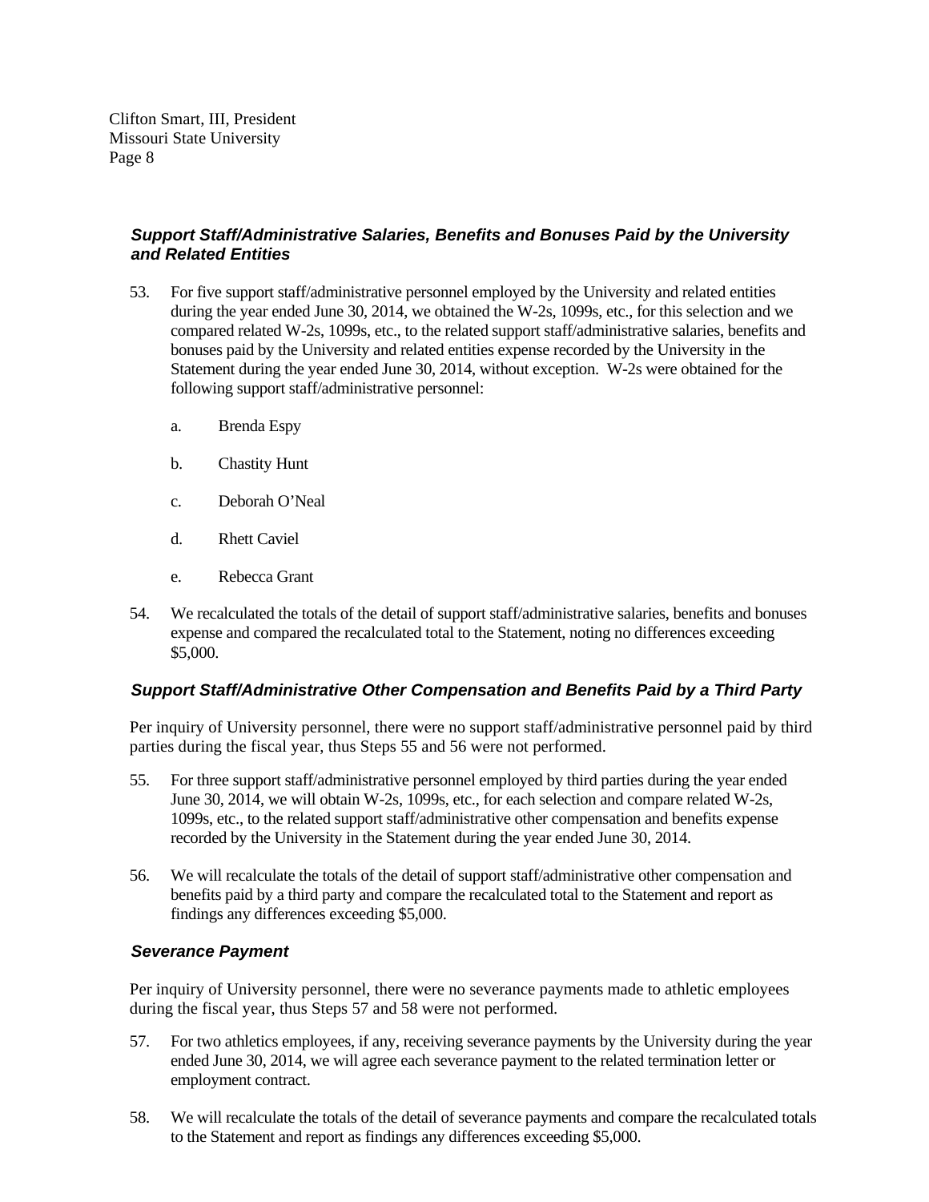Clifton Smart, III, President
Missouri State University

### *Support Staff/Administrative Salaries, Benefits and Bonuses Paid by the University and Related Entities*

53. For five support staff/administrative personnel employed by the University and related entities during the year ended June 30, 2014, we obtained the W-2s, 1099s, etc., for this selection and we compared related W-2s, 1099s, etc., to the related support staff/administrative salaries, benefits and bonuses paid by the University and related entities expense recorded by the University in the Statement during the year ended June 30, 2014, without exception. W-2s were obtained for the following support staff/administrative personnel:

    a. Brenda Espy

    b. Chastity Hunt

    c. Deborah O'Neal

    d. Rhett Caviel

    e. Rebecca Grant

54. We recalculated the totals of the detail of support staff/administrative salaries, benefits and bonuses expense and compared the recalculated total to the Statement, noting no differences exceeding $5,000.

### *Support Staff/Administrative Other Compensation and Benefits Paid by a Third Party*

Per inquiry of University personnel, there were no support staff/administrative personnel paid by third parties during the fiscal year, thus Steps 55 and 56 were not performed.

55. For three support staff/administrative personnel employed by third parties during the year ended June 30, 2014, we will obtain W-2s, 1099s, etc., for each selection and compare related W-2s, 1099s, etc., to the related support staff/administrative other compensation and benefits expense recorded by the University in the Statement during the year ended June 30, 2014.

56. We will recalculate the totals of the detail of support staff/administrative other compensation and benefits paid by a third party and compare the recalculated total to the Statement and report as findings any differences exceeding $5,000.

### *Severance Payment*

Per inquiry of University personnel, there were no severance payments made to athletic employees during the fiscal year, thus Steps 57 and 58 were not performed.

57. For two athletics employees, if any, receiving severance payments by the University during the year ended June 30, 2014, we will agree each severance payment to the related termination letter or employment contract.

58. We will recalculate the totals of the detail of severance payments and compare the recalculated totals to the Statement and report as findings any differences exceeding $5,000.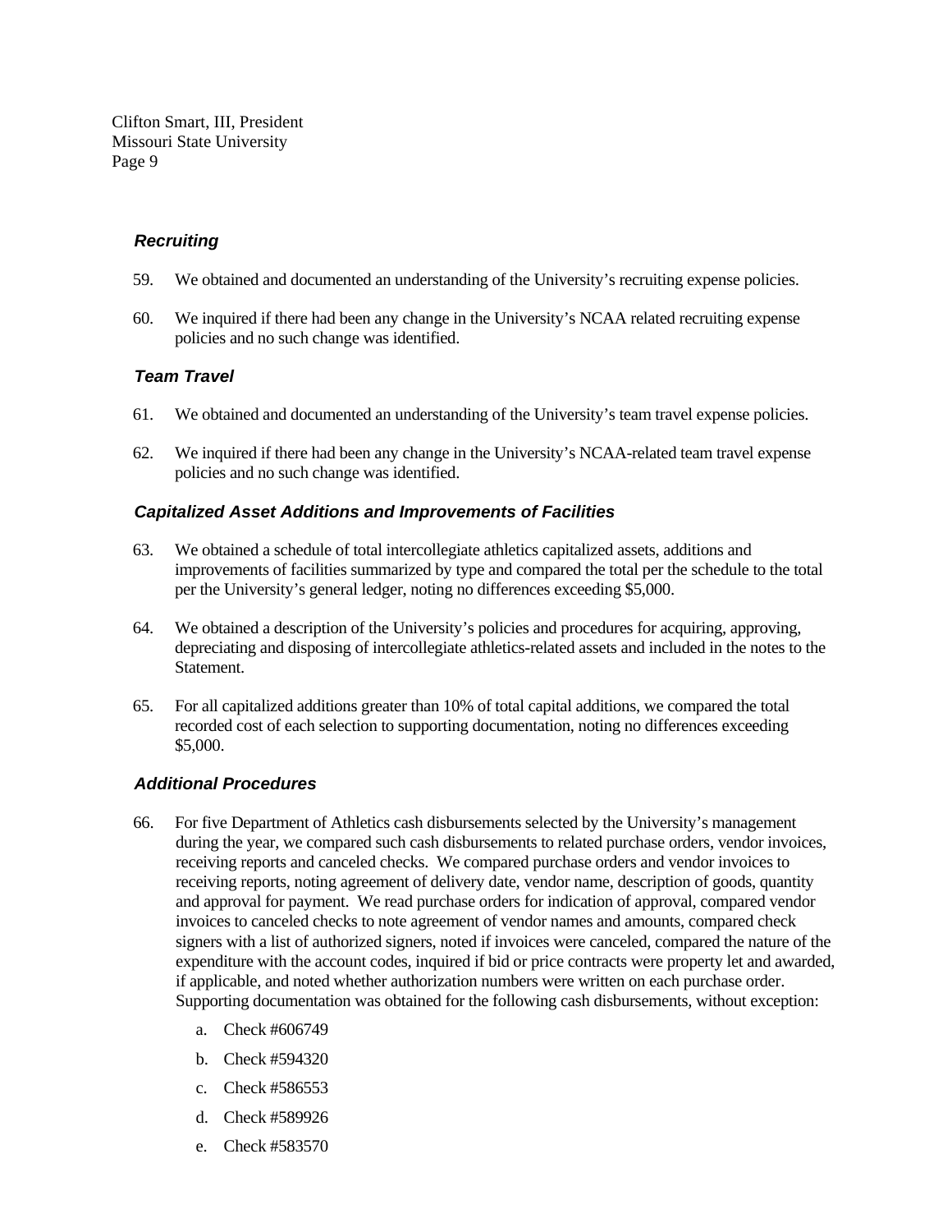### *Recruiting*

59. We obtained and documented an understanding of the University's recruiting expense policies.

60. We inquired if there had been any change in the University's NCAA related recruiting expense policies and no such change was identified.

### *Team Travel*

61. We obtained and documented an understanding of the University's team travel expense policies.

62. We inquired if there had been any change in the University's NCAA-related team travel expense policies and no such change was identified.

### *Capitalized Asset Additions and Improvements of Facilities*

63. We obtained a schedule of total intercollegiate athletics capitalized assets, additions and improvements of facilities summarized by type and compared the total per the schedule to the total per the University's general ledger, noting no differences exceeding $5,000.

64. We obtained a description of the University's policies and procedures for acquiring, approving, depreciating and disposing of intercollegiate athletics-related assets and included in the notes to the Statement.

65. For all capitalized additions greater than 10% of total capital additions, we compared the total recorded cost of each selection to supporting documentation, noting no differences exceeding $5,000.

### *Additional Procedures*

66. For five Department of Athletics cash disbursements selected by the University's management during the year, we compared such cash disbursements to related purchase orders, vendor invoices, receiving reports and canceled checks. We compared purchase orders and vendor invoices to receiving reports, noting agreement of delivery date, vendor name, description of goods, quantity and approval for payment. We read purchase orders for indication of approval, compared vendor invoices to canceled checks to note agreement of vendor names and amounts, compared check signers with a list of authorized signers, noted if invoices were canceled, compared the nature of the expenditure with the account codes, inquired if bid or price contracts were property let and awarded, if applicable, and noted whether authorization numbers were written on each purchase order. Supporting documentation was obtained for the following cash disbursements, without exception:

    a. Check #606749

    b. Check #594320

    c. Check #586553

    d. Check #589926

    e. Check #583570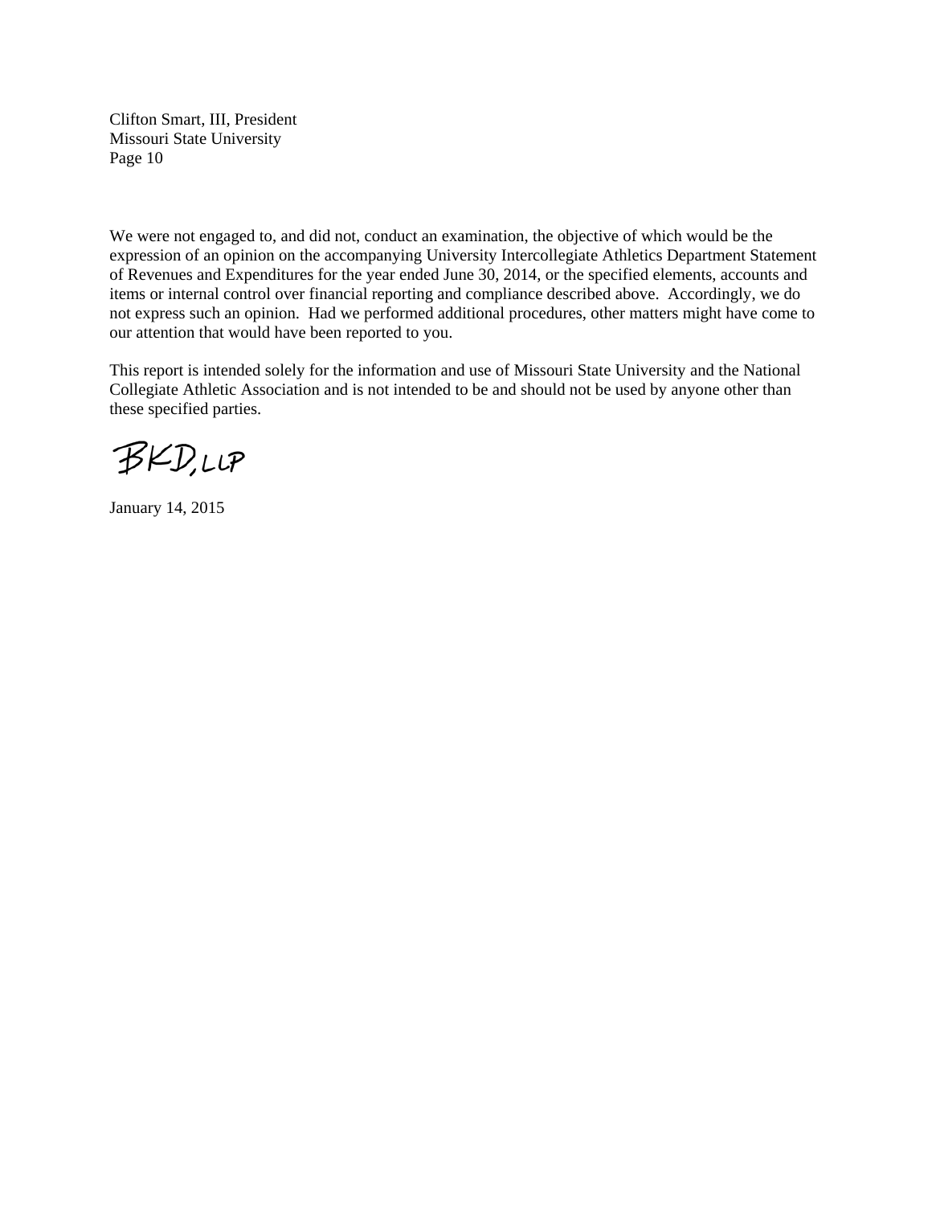We were not engaged to, and did not, conduct an examination, the objective of which would be the expression of an opinion on the accompanying University Intercollegiate Athletics Department Statement of Revenues and Expenditures for the year ended June 30, 2014, or the specified elements, accounts and items or internal control over financial reporting and compliance described above. Accordingly, we do not express such an opinion. Had we performed additional procedures, other matters might have come to our attention that would have been reported to you.

This report is intended solely for the information and use of Missouri State University and the National Collegiate Athletic Association and is not intended to be and should not be used by anyone other than these specified parties.

BKD, LLP

January 14, 2015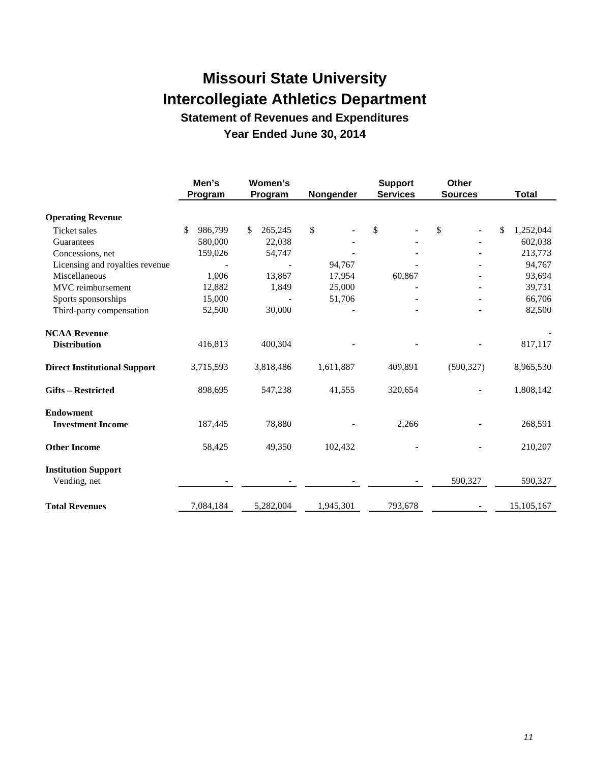# Missouri State University

# Intercollegiate Athletics Department

## Statement of Revenues and Expenditures

## Year Ended June 30, 2014

| | Men's Program | Women's Program | Nongender | Support Services | Other Sources | Total |
|---|---|---|---|---|---|---|
| **Operating Revenue** | | | | | | |
| Ticket sales | $ 986,799 | $ 265,245 | $ - | $ - | $ - | $ 1,252,044 |
| Guarantees | 580,000 | 22,038 | - | - | - | 602,038 |
| Concessions, net | 159,026 | 54,747 | - | - | - | 213,773 |
| Licensing and royalties revenue | - | - | 94,767 | - | - | 94,767 |
| Miscellaneous | 1,006 | 13,867 | 17,954 | 60,867 | - | 93,694 |
| MVC reimbursement | 12,882 | 1,849 | 25,000 | - | - | 39,731 |
| Sports sponsorships | 15,000 | - | 51,706 | - | - | 66,706 |
| Third-party compensation | 52,500 | 30,000 | - | - | - | 82,500 |
| **NCAA Revenue** | | | | | | - |
| **Distribution** | 416,813 | 400,304 | - | - | - | 817,117 |
| **Direct Institutional Support** | 3,715,593 | 3,818,486 | 1,611,887 | 409,891 | (590,327) | 8,965,530 |
| **Gifts – Restricted** | 898,695 | 547,238 | 41,555 | 320,654 | - | 1,808,142 |
| **Endowment** | | | | | | |
| **Investment Income** | 187,445 | 78,880 | - | 2,266 | - | 268,591 |
| **Other Income** | 58,425 | 49,350 | 102,432 | - | - | 210,207 |
| **Institution Support** | | | | | | |
| Vending, net | - | - | - | - | 590,327 | 590,327 |
| **Total Revenues** | 7,084,184 | 5,282,004 | 1,945,301 | 793,678 | - | 15,105,167 |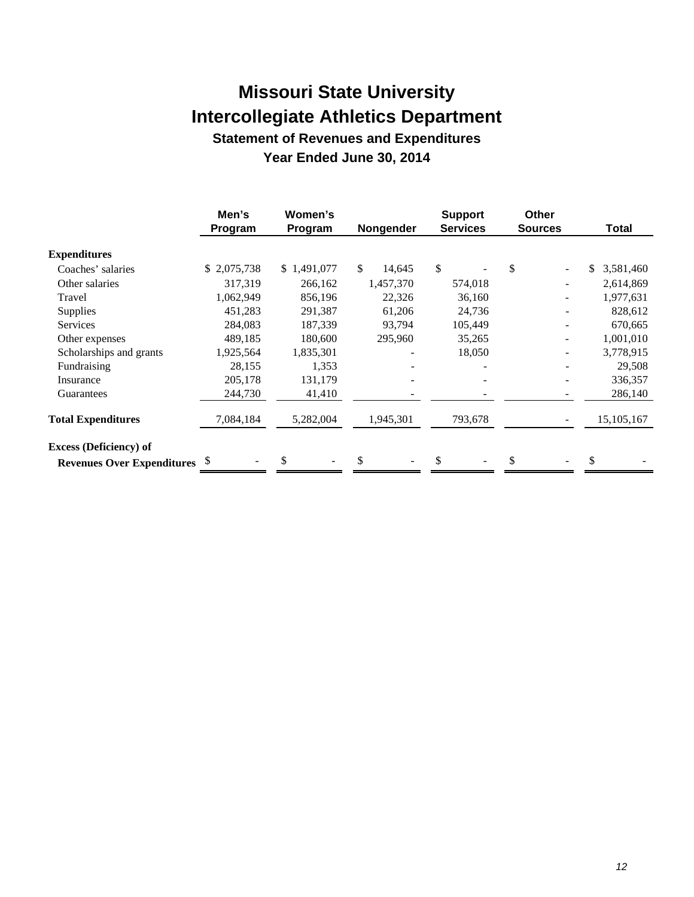# Missouri State University

# Intercollegiate Athletics Department

## Statement of Revenues and Expenditures

### Year Ended June 30, 2014

| | Men's Program | Women's Program | Nongender | Support Services | Other Sources | Total |
|---|---|---|---|---|---|---|
| **Expenditures** | | | | | | |
| Coaches' salaries | $ 2,075,738 | $ 1,491,077 | $ 14,645 | $ - | $ - | $ 3,581,460 |
| Other salaries | 317,319 | 266,162 | 1,457,370 | 574,018 | - | 2,614,869 |
| Travel | 1,062,949 | 856,196 | 22,326 | 36,160 | - | 1,977,631 |
| Supplies | 451,283 | 291,387 | 61,206 | 24,736 | - | 828,612 |
| Services | 284,083 | 187,339 | 93,794 | 105,449 | - | 670,665 |
| Other expenses | 489,185 | 180,600 | 295,960 | 35,265 | - | 1,001,010 |
| Scholarships and grants | 1,925,564 | 1,835,301 | - | 18,050 | - | 3,778,915 |
| Fundraising | 28,155 | 1,353 | - | - | - | 29,508 |
| Insurance | 205,178 | 131,179 | - | - | - | 336,357 |
| Guarantees | 244,730 | 41,410 | - | - | - | 286,140 |
| **Total Expenditures** | 7,084,184 | 5,282,004 | 1,945,301 | 793,678 | - | 15,105,167 |
| **Excess (Deficiency) of Revenues Over Expenditures** | $ - | $ - | $ - | $ - | $ - | $ - |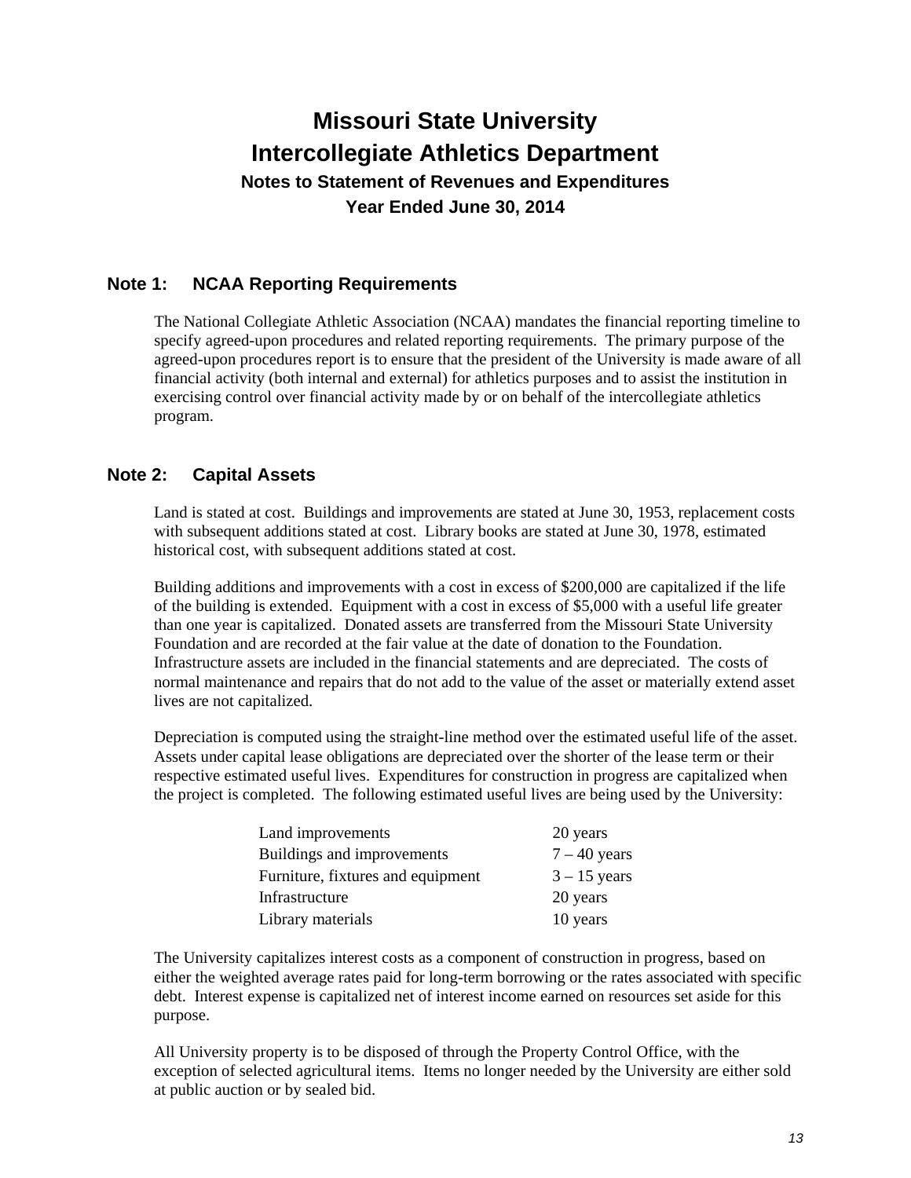# Missouri State University
# Intercollegiate Athletics Department
### Notes to Statement of Revenues and Expenditures
### Year Ended June 30, 2014

## Note 1: NCAA Reporting Requirements

The National Collegiate Athletic Association (NCAA) mandates the financial reporting timeline to specify agreed-upon procedures and related reporting requirements. The primary purpose of the agreed-upon procedures report is to ensure that the president of the University is made aware of all financial activity (both internal and external) for athletics purposes and to assist the institution in exercising control over financial activity made by or on behalf of the intercollegiate athletics program.

## Note 2: Capital Assets

Land is stated at cost. Buildings and improvements are stated at June 30, 1953, replacement costs with subsequent additions stated at cost. Library books are stated at June 30, 1978, estimated historical cost, with subsequent additions stated at cost.

Building additions and improvements with a cost in excess of $200,000 are capitalized if the life of the building is extended. Equipment with a cost in excess of $5,000 with a useful life greater than one year is capitalized. Donated assets are transferred from the Missouri State University Foundation and are recorded at the fair value at the date of donation to the Foundation. Infrastructure assets are included in the financial statements and are depreciated. The costs of normal maintenance and repairs that do not add to the value of the asset or materially extend asset lives are not capitalized.

Depreciation is computed using the straight-line method over the estimated useful life of the asset. Assets under capital lease obligations are depreciated over the shorter of the lease term or their respective estimated useful lives. Expenditures for construction in progress are capitalized when the project is completed. The following estimated useful lives are being used by the University:

| | |
|---|---|
| Land improvements | 20 years |
| Buildings and improvements | 7 – 40 years |
| Furniture, fixtures and equipment | 3 – 15 years |
| Infrastructure | 20 years |
| Library materials | 10 years |

The University capitalizes interest costs as a component of construction in progress, based on either the weighted average rates paid for long-term borrowing or the rates associated with specific debt. Interest expense is capitalized net of interest income earned on resources set aside for this purpose.

All University property is to be disposed of through the Property Control Office, with the exception of selected agricultural items. Items no longer needed by the University are either sold at public auction or by sealed bid.